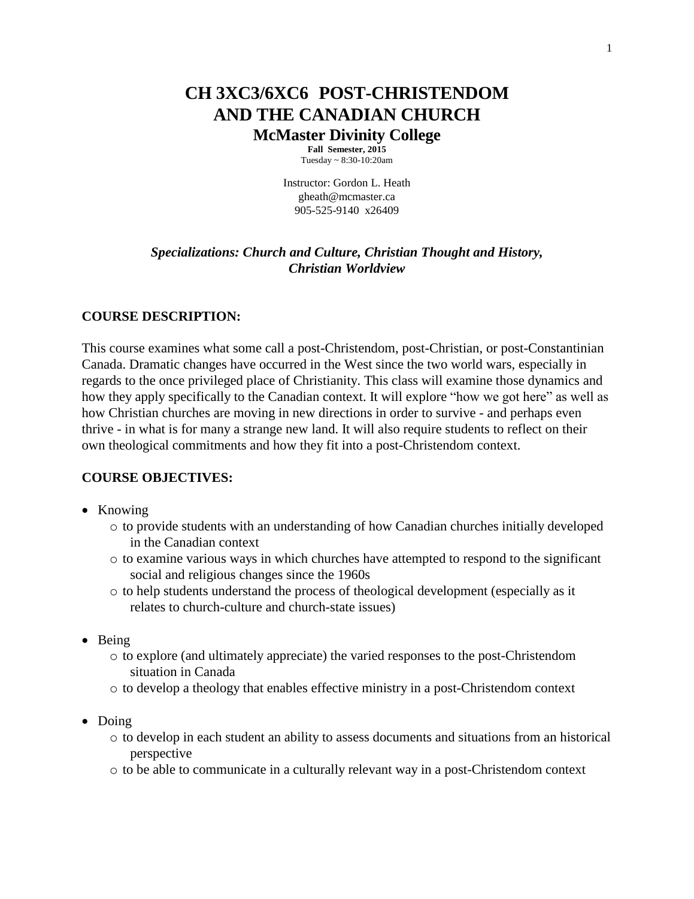# CH 3XC3/6XC6 POST-CHRISTENDOM AND THE CANADIAN CHURCH

## McMaster Divinity College

**Fall Semester, 2015**
Tuesday ~ 8:30-10:20am

Instructor: Gordon L. Heath
gheath@mcmaster.ca
905-525-9140 x26409

***Specializations: Church and Culture, Christian Thought and History, Christian Worldview***

**COURSE DESCRIPTION:**

This course examines what some call a post-Christendom, post-Christian, or post-Constantinian Canada. Dramatic changes have occurred in the West since the two world wars, especially in regards to the once privileged place of Christianity. This class will examine those dynamics and how they apply specifically to the Canadian context. It will explore "how we got here" as well as how Christian churches are moving in new directions in order to survive - and perhaps even thrive - in what is for many a strange new land. It will also require students to reflect on their own theological commitments and how they fit into a post-Christendom context.

**COURSE OBJECTIVES:**

- Knowing
  - to provide students with an understanding of how Canadian churches initially developed in the Canadian context
  - to examine various ways in which churches have attempted to respond to the significant social and religious changes since the 1960s
  - to help students understand the process of theological development (especially as it relates to church-culture and church-state issues)

- Being
  - to explore (and ultimately appreciate) the varied responses to the post-Christendom situation in Canada
  - to develop a theology that enables effective ministry in a post-Christendom context

- Doing
  - to develop in each student an ability to assess documents and situations from an historical perspective
  - to be able to communicate in a culturally relevant way in a post-Christendom context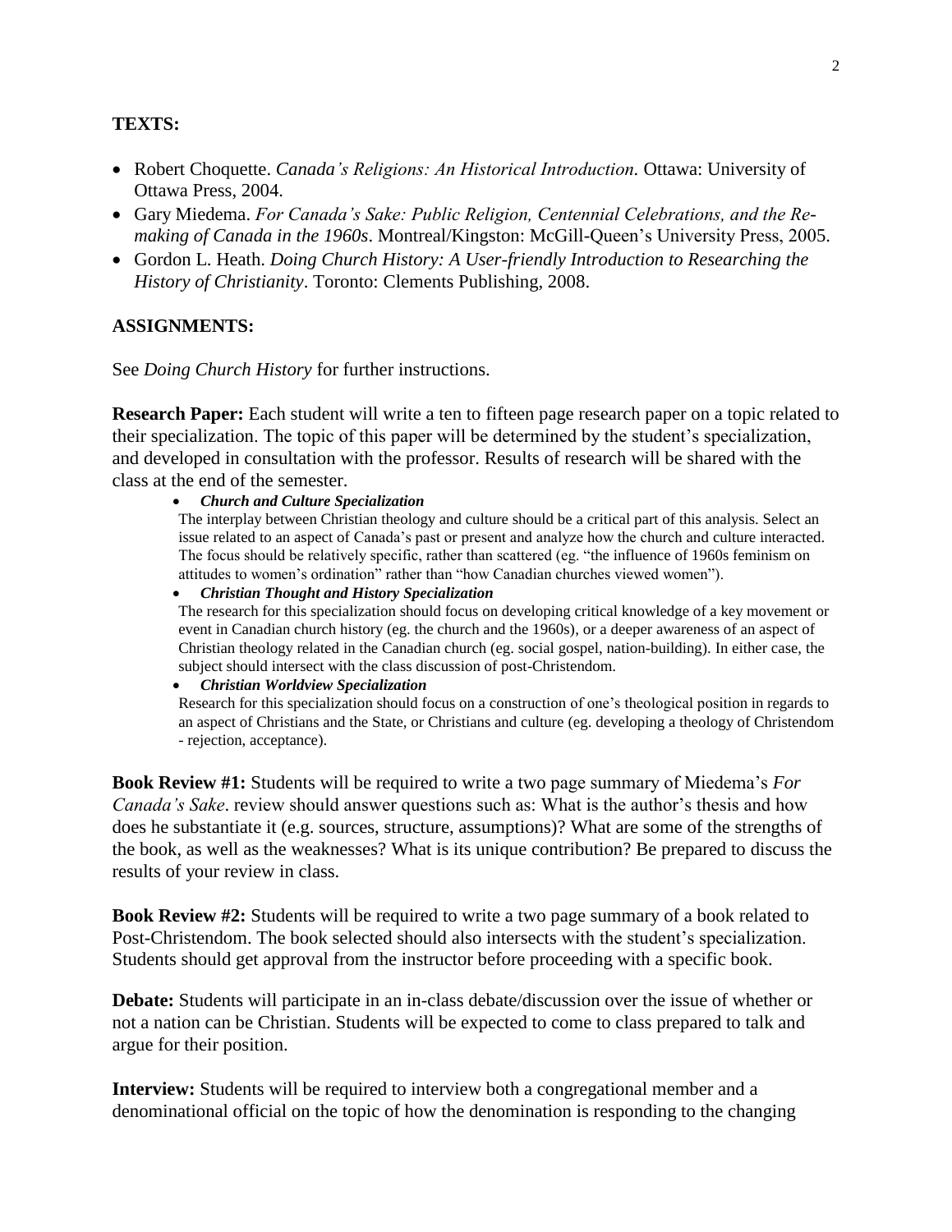## TEXTS:

- Robert Choquette. *Canada's Religions: An Historical Introduction*. Ottawa: University of Ottawa Press, 2004.
- Gary Miedema. *For Canada's Sake: Public Religion, Centennial Celebrations, and the Re-making of Canada in the 1960s*. Montreal/Kingston: McGill-Queen's University Press, 2005.
- Gordon L. Heath. *Doing Church History: A User-friendly Introduction to Researching the History of Christianity*. Toronto: Clements Publishing, 2008.

## ASSIGNMENTS:

See *Doing Church History* for further instructions.

**Research Paper:** Each student will write a ten to fifteen page research paper on a topic related to their specialization. The topic of this paper will be determined by the student's specialization, and developed in consultation with the professor. Results of research will be shared with the class at the end of the semester.

- ***Church and Culture Specialization***
  The interplay between Christian theology and culture should be a critical part of this analysis. Select an issue related to an aspect of Canada's past or present and analyze how the church and culture interacted. The focus should be relatively specific, rather than scattered (eg. "the influence of 1960s feminism on attitudes to women's ordination" rather than "how Canadian churches viewed women").
- ***Christian Thought and History Specialization***
  The research for this specialization should focus on developing critical knowledge of a key movement or event in Canadian church history (eg. the church and the 1960s), or a deeper awareness of an aspect of Christian theology related in the Canadian church (eg. social gospel, nation-building). In either case, the subject should intersect with the class discussion of post-Christendom.
- ***Christian Worldview Specialization***
  Research for this specialization should focus on a construction of one's theological position in regards to an aspect of Christians and the State, or Christians and culture (eg. developing a theology of Christendom - rejection, acceptance).

**Book Review #1:** Students will be required to write a two page summary of Miedema's *For Canada's Sake*. review should answer questions such as: What is the author's thesis and how does he substantiate it (e.g. sources, structure, assumptions)? What are some of the strengths of the book, as well as the weaknesses? What is its unique contribution? Be prepared to discuss the results of your review in class.

**Book Review #2:** Students will be required to write a two page summary of a book related to Post-Christendom. The book selected should also intersects with the student's specialization. Students should get approval from the instructor before proceeding with a specific book.

**Debate:** Students will participate in an in-class debate/discussion over the issue of whether or not a nation can be Christian. Students will be expected to come to class prepared to talk and argue for their position.

**Interview:** Students will be required to interview both a congregational member and a denominational official on the topic of how the denomination is responding to the changing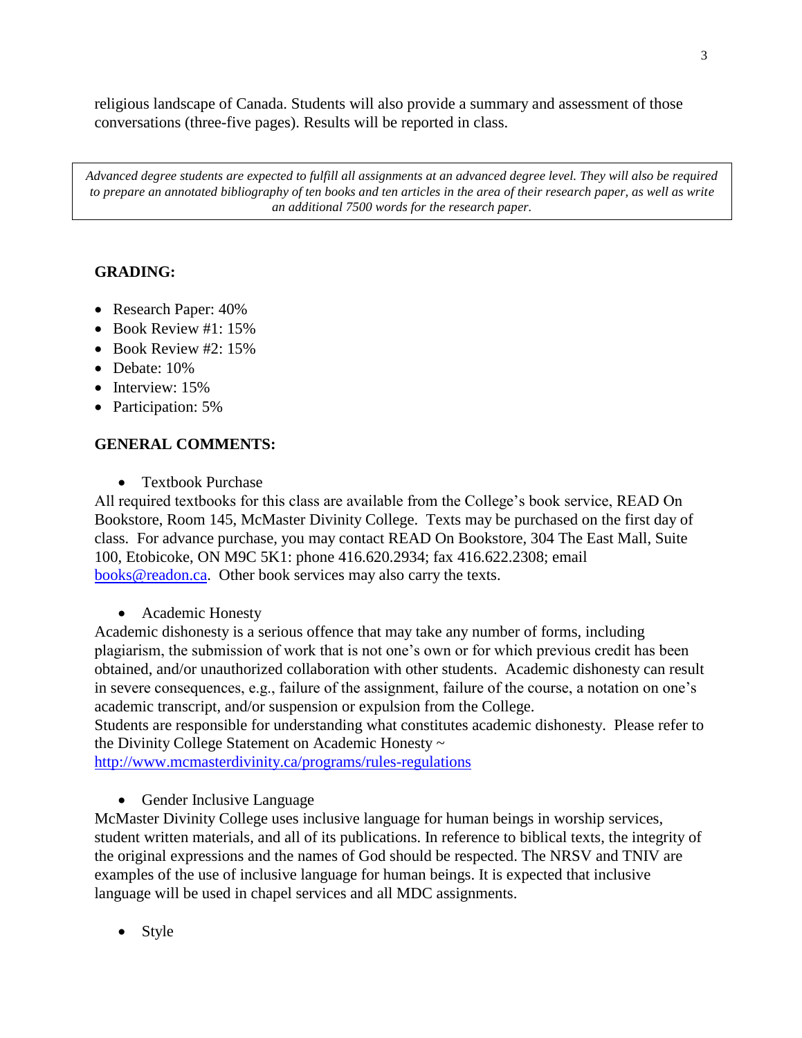religious landscape of Canada. Students will also provide a summary and assessment of those conversations (three-five pages). Results will be reported in class.

*Advanced degree students are expected to fulfill all assignments at an advanced degree level. They will also be required to prepare an annotated bibliography of ten books and ten articles in the area of their research paper, as well as write an additional 7500 words for the research paper.*

**GRADING:**

- Research Paper: 40%
- Book Review #1: 15%
- Book Review #2: 15%
- Debate: 10%
- Interview: 15%
- Participation: 5%

**GENERAL COMMENTS:**

- Textbook Purchase

All required textbooks for this class are available from the College's book service, READ On Bookstore, Room 145, McMaster Divinity College. Texts may be purchased on the first day of class. For advance purchase, you may contact READ On Bookstore, 304 The East Mall, Suite 100, Etobicoke, ON M9C 5K1: phone 416.620.2934; fax 416.622.2308; email books@readon.ca. Other book services may also carry the texts.

- Academic Honesty

Academic dishonesty is a serious offence that may take any number of forms, including plagiarism, the submission of work that is not one's own or for which previous credit has been obtained, and/or unauthorized collaboration with other students. Academic dishonesty can result in severe consequences, e.g., failure of the assignment, failure of the course, a notation on one's academic transcript, and/or suspension or expulsion from the College.
Students are responsible for understanding what constitutes academic dishonesty. Please refer to the Divinity College Statement on Academic Honesty ~ http://www.mcmasterdivinity.ca/programs/rules-regulations

- Gender Inclusive Language

McMaster Divinity College uses inclusive language for human beings in worship services, student written materials, and all of its publications. In reference to biblical texts, the integrity of the original expressions and the names of God should be respected. The NRSV and TNIV are examples of the use of inclusive language for human beings. It is expected that inclusive language will be used in chapel services and all MDC assignments.

- Style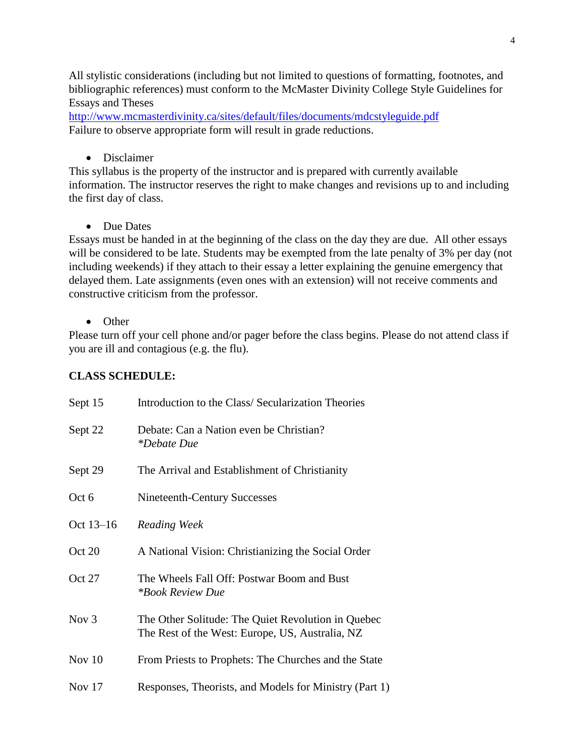All stylistic considerations (including but not limited to questions of formatting, footnotes, and bibliographic references) must conform to the McMaster Divinity College Style Guidelines for Essays and Theses
http://www.mcmasterdivinity.ca/sites/default/files/documents/mdcstyleguide.pdf
Failure to observe appropriate form will result in grade reductions.

- Disclaimer

This syllabus is the property of the instructor and is prepared with currently available information. The instructor reserves the right to make changes and revisions up to and including the first day of class.

- Due Dates

Essays must be handed in at the beginning of the class on the day they are due. All other essays will be considered to be late. Students may be exempted from the late penalty of 3% per day (not including weekends) if they attach to their essay a letter explaining the genuine emergency that delayed them. Late assignments (even ones with an extension) will not receive comments and constructive criticism from the professor.

- Other

Please turn off your cell phone and/or pager before the class begins. Please do not attend class if you are ill and contagious (e.g. the flu).

**CLASS SCHEDULE:**

| | |
|---|---|
| Sept 15 | Introduction to the Class/ Secularization Theories |
| Sept 22 | Debate: Can a Nation even be Christian?<br>*\*Debate Due* |
| Sept 29 | The Arrival and Establishment of Christianity |
| Oct 6 | Nineteenth-Century Successes |
| Oct 13–16 | *Reading Week* |
| Oct 20 | A National Vision: Christianizing the Social Order |
| Oct 27 | The Wheels Fall Off: Postwar Boom and Bust<br>*\*Book Review Due* |
| Nov 3 | The Other Solitude: The Quiet Revolution in Quebec<br>The Rest of the West: Europe, US, Australia, NZ |
| Nov 10 | From Priests to Prophets: The Churches and the State |
| Nov 17 | Responses, Theorists, and Models for Ministry (Part 1) |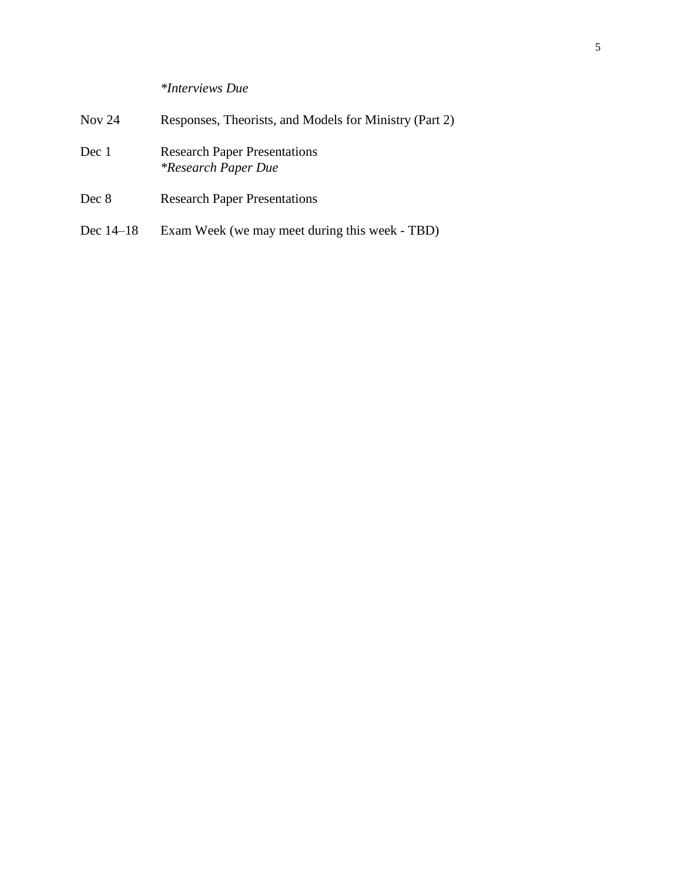| | |
|---|---|
| | *\*Interviews Due* |
| Nov 24 | Responses, Theorists, and Models for Ministry (Part 2) |
| Dec 1 | Research Paper Presentations<br>*\*Research Paper Due* |
| Dec 8 | Research Paper Presentations |
| Dec 14–18 | Exam Week (we may meet during this week - TBD) |